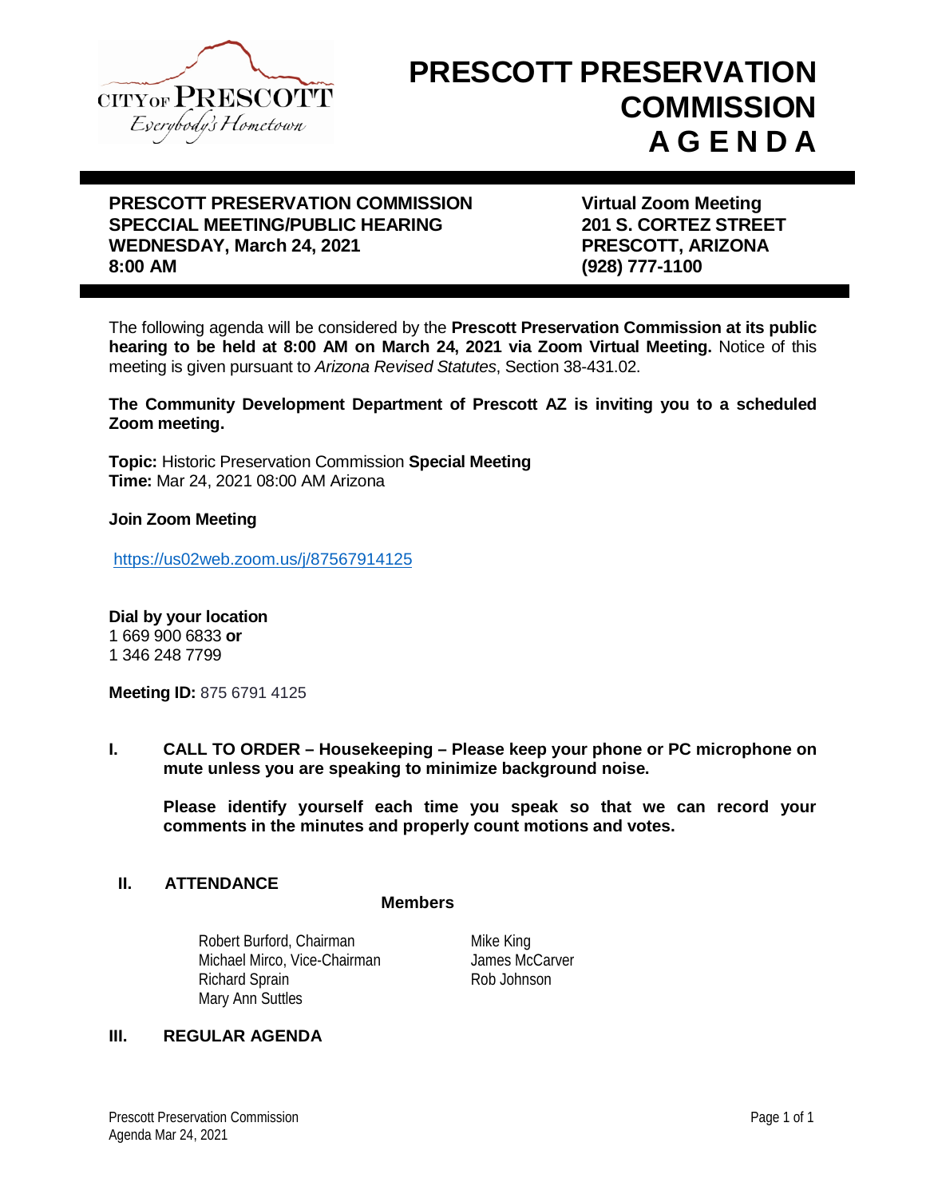# PRESCOTT PRESERVATION COMMISSION A G E N D A

**PRESCOTT PRESERVATION COMMISSION**
**SPECCIAL MEETING/PUBLIC HEARING**
**WEDNESDAY, March 24, 2021**
**8:00 AM**

**Virtual Zoom Meeting**
**201 S. CORTEZ STREET**
**PRESCOTT, ARIZONA**
**(928) 777-1100**

The following agenda will be considered by the **Prescott Preservation Commission at its public hearing to be held at 8:00 AM on March 24, 2021 via Zoom Virtual Meeting.** Notice of this meeting is given pursuant to *Arizona Revised Statutes*, Section 38-431.02.

**The Community Development Department of Prescott AZ is inviting you to a scheduled Zoom meeting.**

**Topic:** Historic Preservation Commission **Special Meeting**
**Time:** Mar 24, 2021 08:00 AM Arizona

**Join Zoom Meeting**

https://us02web.zoom.us/j/87567914125

**Dial by your location**
1 669 900 6833 **or**
1 346 248 7799

**Meeting ID:** 875 6791 4125

## I. CALL TO ORDER – Housekeeping – Please keep your phone or PC microphone on mute unless you are speaking to minimize background noise.

**Please identify yourself each time you speak so that we can record your comments in the minutes and properly count motions and votes.**

## II. ATTENDANCE

**Members**

Robert Burford, Chairman
Michael Mirco, Vice-Chairman
Richard Sprain
Mary Ann Suttles
Mike King
James McCarver
Rob Johnson

## III. REGULAR AGENDA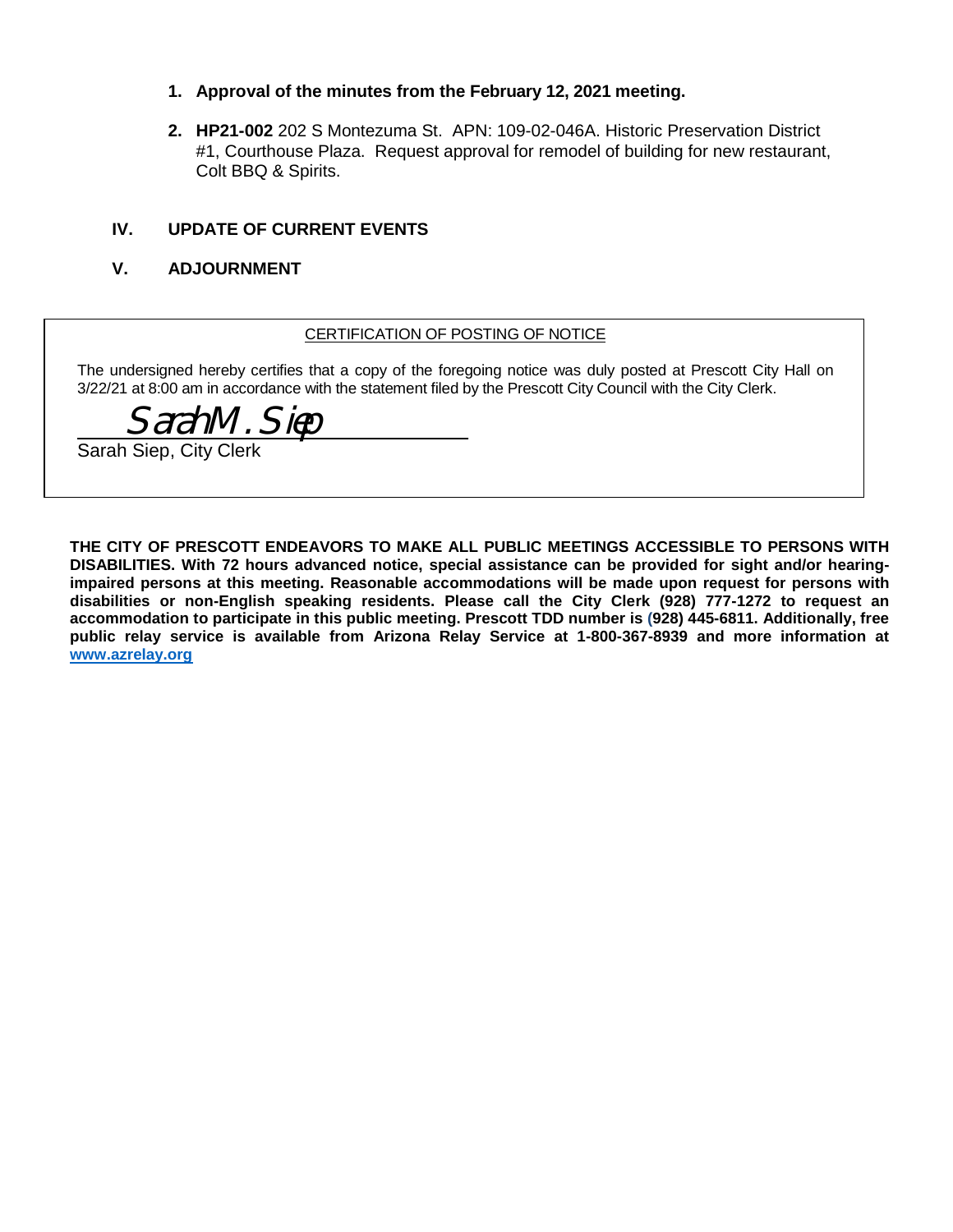1. **Approval of the minutes from the February 12, 2021 meeting.**

2. **HP21-002** 202 S Montezuma St. APN: 109-02-046A. Historic Preservation District #1, Courthouse Plaza. Request approval for remodel of building for new restaurant, Colt BBQ & Spirits.

## IV. UPDATE OF CURRENT EVENTS

## V. ADJOURNMENT

CERTIFICATION OF POSTING OF NOTICE

The undersigned hereby certifies that a copy of the foregoing notice was duly posted at Prescott City Hall on 3/22/21 at 8:00 am in accordance with the statement filed by the Prescott City Council with the City Clerk.

Sarah M. Siep

Sarah Siep, City Clerk

**THE CITY OF PRESCOTT ENDEAVORS TO MAKE ALL PUBLIC MEETINGS ACCESSIBLE TO PERSONS WITH DISABILITIES. With 72 hours advanced notice, special assistance can be provided for sight and/or hearing-impaired persons at this meeting. Reasonable accommodations will be made upon request for persons with disabilities or non-English speaking residents. Please call the City Clerk (928) 777-1272 to request an accommodation to participate in this public meeting. Prescott TDD number is (928) 445-6811. Additionally, free public relay service is available from Arizona Relay Service at 1-800-367-8939 and more information at [www.azrelay.org](http://www.azrelay.org)**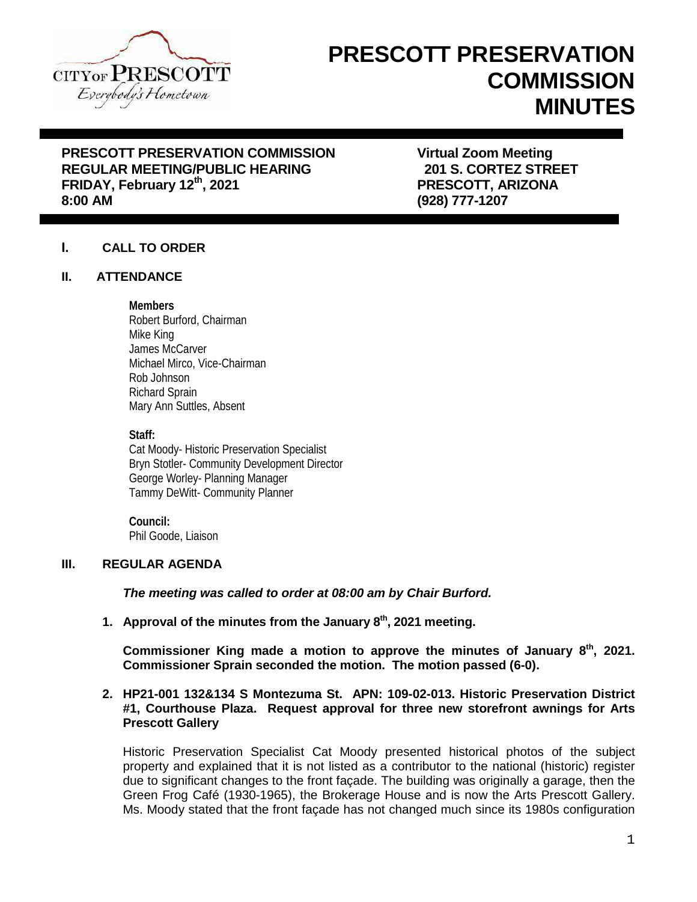CITY OF PRESCOTT
*Everybody's Hometown*

# PRESCOTT PRESERVATION COMMISSION MINUTES

**PRESCOTT PRESERVATION COMMISSION**
**REGULAR MEETING/PUBLIC HEARING**
**FRIDAY, February 12th, 2021**
**8:00 AM**

**Virtual Zoom Meeting**
**201 S. CORTEZ STREET**
**PRESCOTT, ARIZONA**
**(928) 777-1207**

## I. CALL TO ORDER

## II. ATTENDANCE

**Members**
Robert Burford, Chairman
Mike King
James McCarver
Michael Mirco, Vice-Chairman
Rob Johnson
Richard Sprain
Mary Ann Suttles, Absent

**Staff:**
Cat Moody- Historic Preservation Specialist
Bryn Stotler- Community Development Director
George Worley- Planning Manager
Tammy DeWitt- Community Planner

**Council:**
Phil Goode, Liaison

## III. REGULAR AGENDA

***The meeting was called to order at 08:00 am by Chair Burford.***

1. **Approval of the minutes from the January 8th, 2021 meeting.**

   **Commissioner King made a motion to approve the minutes of January 8th, 2021. Commissioner Sprain seconded the motion. The motion passed (6-0).**

2. **HP21-001 132&134 S Montezuma St. APN: 109-02-013. Historic Preservation District #1, Courthouse Plaza. Request approval for three new storefront awnings for Arts Prescott Gallery**

   Historic Preservation Specialist Cat Moody presented historical photos of the subject property and explained that it is not listed as a contributor to the national (historic) register due to significant changes to the front façade. The building was originally a garage, then the Green Frog Café (1930-1965), the Brokerage House and is now the Arts Prescott Gallery. Ms. Moody stated that the front façade has not changed much since its 1980s configuration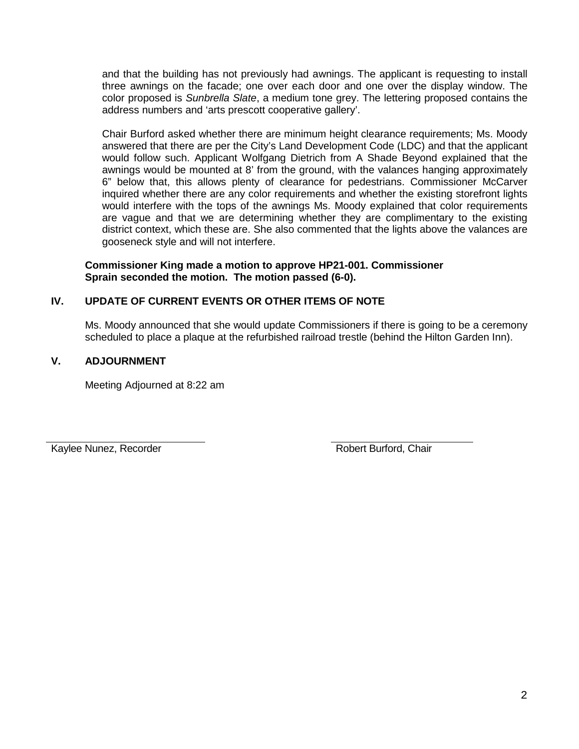and that the building has not previously had awnings. The applicant is requesting to install three awnings on the facade; one over each door and one over the display window. The color proposed is *Sunbrella Slate*, a medium tone grey. The lettering proposed contains the address numbers and 'arts prescott cooperative gallery'.

Chair Burford asked whether there are minimum height clearance requirements; Ms. Moody answered that there are per the City's Land Development Code (LDC) and that the applicant would follow such. Applicant Wolfgang Dietrich from A Shade Beyond explained that the awnings would be mounted at 8' from the ground, with the valances hanging approximately 6" below that, this allows plenty of clearance for pedestrians. Commissioner McCarver inquired whether there are any color requirements and whether the existing storefront lights would interfere with the tops of the awnings Ms. Moody explained that color requirements are vague and that we are determining whether they are complimentary to the existing district context, which these are. She also commented that the lights above the valances are gooseneck style and will not interfere.

**Commissioner King made a motion to approve HP21-001. Commissioner Sprain seconded the motion. The motion passed (6-0).**

## IV. UPDATE OF CURRENT EVENTS OR OTHER ITEMS OF NOTE

Ms. Moody announced that she would update Commissioners if there is going to be a ceremony scheduled to place a plaque at the refurbished railroad trestle (behind the Hilton Garden Inn).

## V. ADJOURNMENT

Meeting Adjourned at 8:22 am

Kaylee Nunez, Recorder

Robert Burford, Chair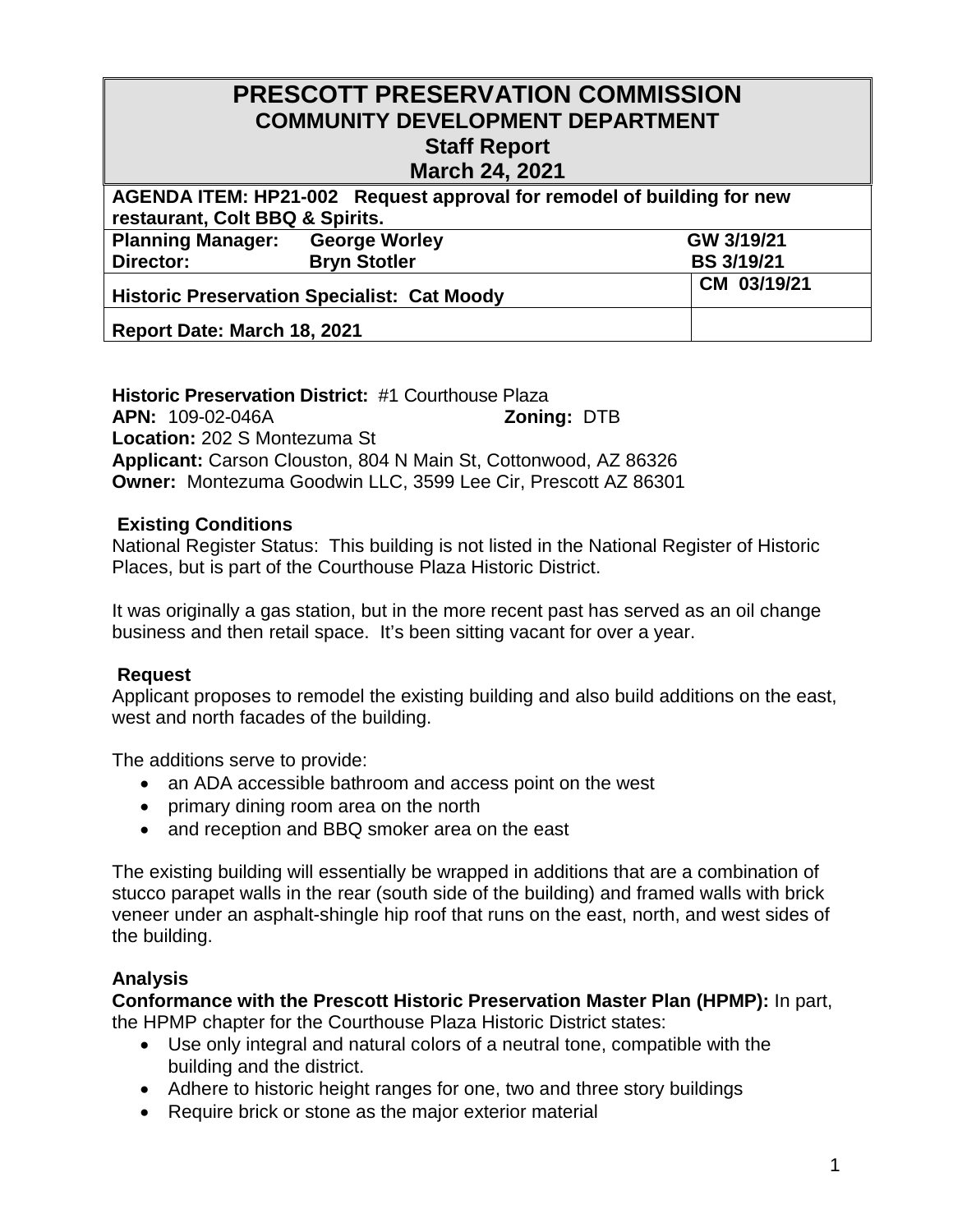# PRESCOTT PRESERVATION COMMISSION
## COMMUNITY DEVELOPMENT DEPARTMENT
### Staff Report
### March 24, 2021

| **AGENDA ITEM: HP21-002 Request approval for remodel of building for new restaurant, Colt BBQ & Spirits.** | |
|---|---|
| **Planning Manager: George Worley** | **GW 3/19/21** |
| **Director: Bryn Stotler** | **BS 3/19/21** |
| **Historic Preservation Specialist: Cat Moody** | **CM 03/19/21** |
| **Report Date: March 18, 2021** | |

**Historic Preservation District:** #1 Courthouse Plaza
**APN:** 109-02-046A **Zoning:** DTB
**Location:** 202 S Montezuma St
**Applicant:** Carson Clouston, 804 N Main St, Cottonwood, AZ 86326
**Owner:** Montezuma Goodwin LLC, 3599 Lee Cir, Prescott AZ 86301

**Existing Conditions**

National Register Status: This building is not listed in the National Register of Historic Places, but is part of the Courthouse Plaza Historic District.

It was originally a gas station, but in the more recent past has served as an oil change business and then retail space. It's been sitting vacant for over a year.

**Request**

Applicant proposes to remodel the existing building and also build additions on the east, west and north facades of the building.

The additions serve to provide:

- an ADA accessible bathroom and access point on the west
- primary dining room area on the north
- and reception and BBQ smoker area on the east

The existing building will essentially be wrapped in additions that are a combination of stucco parapet walls in the rear (south side of the building) and framed walls with brick veneer under an asphalt-shingle hip roof that runs on the east, north, and west sides of the building.

**Analysis**

**Conformance with the Prescott Historic Preservation Master Plan (HPMP):** In part, the HPMP chapter for the Courthouse Plaza Historic District states:

- Use only integral and natural colors of a neutral tone, compatible with the building and the district.
- Adhere to historic height ranges for one, two and three story buildings
- Require brick or stone as the major exterior material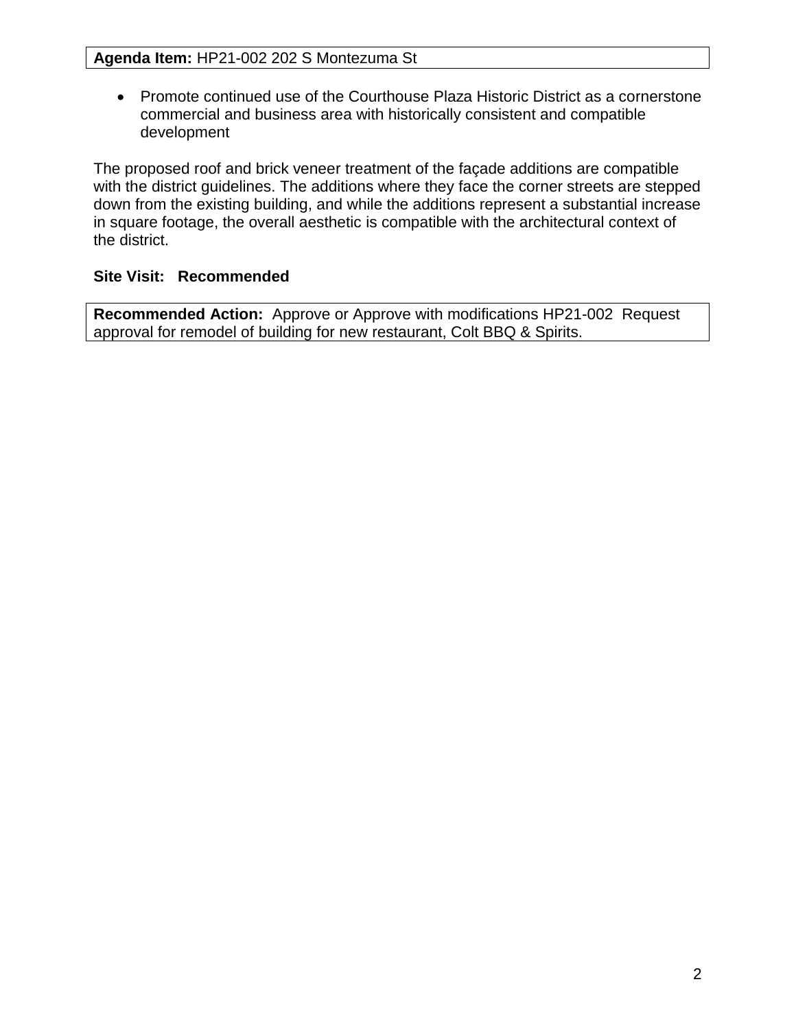**Agenda Item:** HP21-002 202 S Montezuma St

- Promote continued use of the Courthouse Plaza Historic District as a cornerstone commercial and business area with historically consistent and compatible development

The proposed roof and brick veneer treatment of the façade additions are compatible with the district guidelines. The additions where they face the corner streets are stepped down from the existing building, and while the additions represent a substantial increase in square footage, the overall aesthetic is compatible with the architectural context of the district.

**Site Visit: Recommended**

**Recommended Action:** Approve or Approve with modifications HP21-002 Request approval for remodel of building for new restaurant, Colt BBQ & Spirits.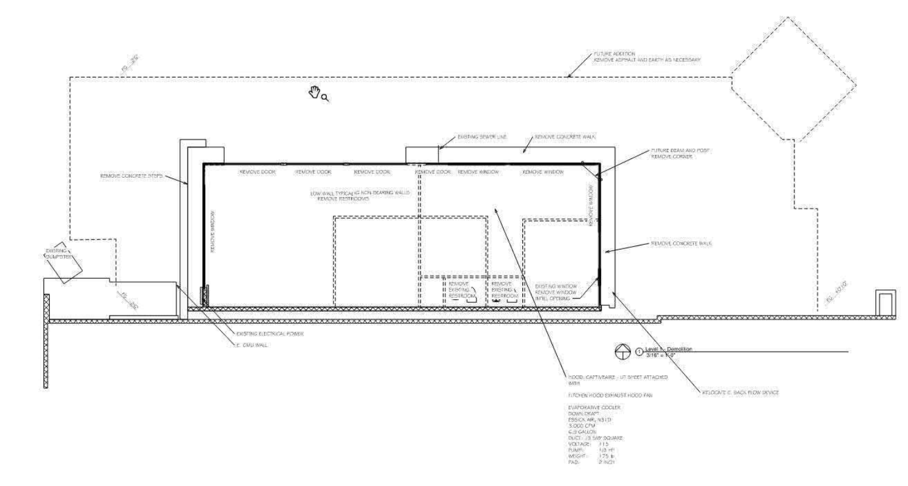FUTURE ADDITION
REMOVE ASPHALT AND EARTH AS NECESSARY

REMOVE CONCRETE STEPS

EXISTING SEWER LINE

REMOVE CONCRETE WALK

FUTURE BEAM AND POST
REMOVE CORNER

REMOVE DOOR

REMOVE DOOR

REMOVE DOOR

REMOVE DOOR

REMOVE WINDOW

REMOVE WINDOW

REMOVE WINDOW

REMOVE WINDOW

LOW WALL TYPICAL NON BEARING WALLS
REMOVE RESTROOMS

EXISTING DUMPSTER

REMOVE EXISTING RESTROOM

REMOVE EXISTING RESTROOM

REMOVE CONCRETE WALK

EXISTING WINDOW
REMOVE WINDOW
INFILL OPENING

EXISTING ELECTRICAL POWER

E. CMU WALL

1 Level 1 - Demolition
3/16" = 1'-0"

HOOD: CAPTIVEAIRE - LIT SHEET ATTACHED WITH

KITCHEN HOOD EXHAUST HOOD FAN

EVAPORATIVE COOLER
DOWN DRAFT
ESSICK AIR, N31D
3,000 CFM
6.9 GALLON
DUCT: 15 5/8" SQUARE
VOLTAGE: 115
PUMP: 1/8 HP
WEIGHT: 175 lb
PAD: 2 INCH

RELOCATE E. BACK FLOW DEVICE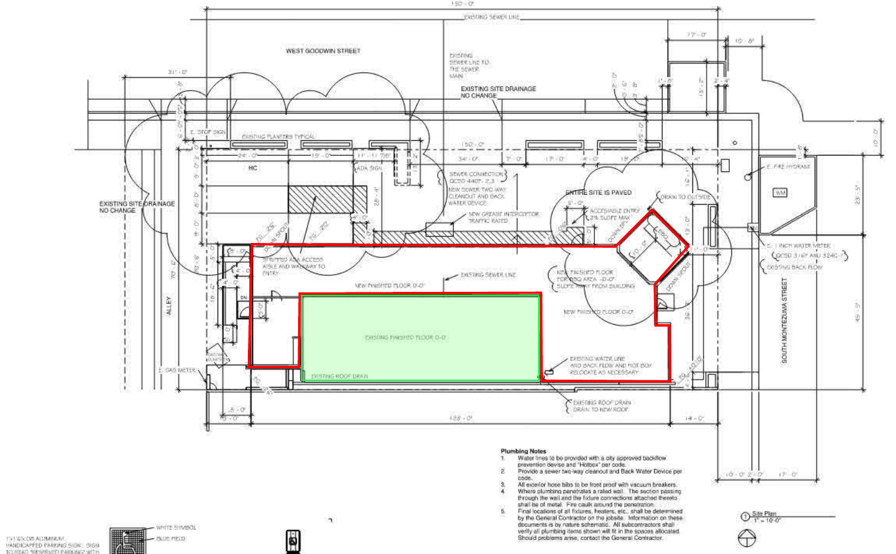WEST GOODWIN STREET

EXISTING SEWER LINE

EXISTING SEWER LINE TO THE SEWER MAIN

EXISTING SITE DRAINAGE NO CHANGE

EXISTING PLANTERS TYPICAL

E. STOP SIGN

HC

ADA SIGN

SEWER CONNECTION QCSD 440F - 2,3

NEW SEWER TWO-WAY CLEANOUT AND BACK WATER DEVICE

NEW GREASE INTERCEPTOR TRAFFIC RATED

ENTIRE SITE IS PAVED

DRAIN TO OUTSIDE

ACCESSIBLE ENTRY 2% SLOPE MAX

E. FIRE HYDRANT

WM

E. 1 INCH WATER METER QCSD 3 / 6F AND 324C-7

EXISTING BACK FLOW

EXISTING SITE DRAINAGE NO CHANGE

STRIPPED ADA ACCESS AISLE AND WALKWAY TO ENTRY

EXISTING SEWER LINE

NEW FINISHED FLOOR 0-0"

NEW FINISHED FLOOR FOR BBQ AREA -0-0" SLOPE AWAY FROM BUILDING

DOWN SPOUT

NEW FINISHED FLOOR 0-0"

EXISTING FINISHED FLOOR 0-0"

EXISTING ROOF DRAIN

EXISTING WATER LINE AND BACK FLOW AND HOT BOX RELOCATE AS NECESSARY

EXISTING ROOF DRAIN DRAIN TO NEW ROOF

E. GAS METER

ALLEY

SOUTH MONTEZUMA STREET

150' - 0"

128' - 0"

### Plumbing Notes

1. Water lines to be provided with a city approved backflow prevention devise and "Hotbox" per code.
2. Provide a sewer two-way cleanout and Back Water Device per code.
3. All exterior hose bibs to be frost proof with vacuum breakers.
4. Where plumbing penetrates a rated wall. The section passing through the wall and the fixture connections attached thereto shall be of metal. Fire caulk around the penetration.
5. Final locations of all fixtures, heaters, etc., shall be determined by the General Contractor on the jobsite. Information on these documents is by nature schematic. All subcontractors shall verify all plumbing items shown will fit in the spaces allocated. Should problems arise, contact the General Contractor.

1 Site Plan
1" = 10'-0"

WHITE SYMBOL

BLUE FIELD

TX18"X.08 ALUMINUM HANDICAPPED PARKING SIGN. SIGN TO READ "RESERVED PARKING" WITH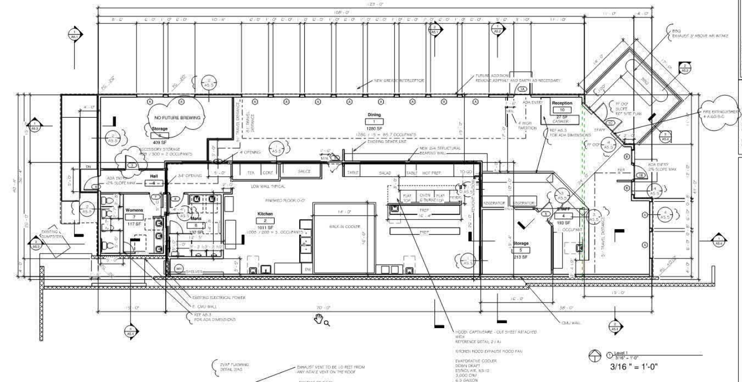NO FUTURE BREWING

Storage
9
409 SF
ACCESSORY STORAGE
409 / 300 = 2 OCCUPANTS

Dining
1
1280 SF
1280 / 15 = 85.7 OCCUPANTS

Kitchen
2
1011 SF
1005 / 200 = 5 OCCUPANTS

Womens
7
117 SF

Mens
8
132 SF

Hall
6

Storage
5
213 SF

STAFF
4
193 SF
1 OCCUPANT

Reception
10
27 SF
CASHIER

NEW GREASE INTERCEPTOR

FUTURE ADDITION
REMOVE ASPHALT AND EARTH AS NECESSARY

ADA ENTRY

4' HIGH PARTITION

REF A5.3 FOR ADA DIMENSIONS

BBQ
EXHAUST 3' ABOVE AIR INTAKE

FIRE EXTINGUISHER 4-A:60-B:C

FF 0'0"
SLOPE
REF SITE PLAN

STAFF

ADA ENTRY
2% SLOPE MAX

EXIT

51' TRAVEL DISTANCE

EXISTING SEWER LINE

NEW 2x4 STRUCTURAL BEARING WALL

4' OPENING

34" OPENING

ADA ENTRY
2% SLOPE MAX

LOW WALL TYPICAL

FINISHED FLOOR 0'-0"

TEA COKE SAUCE TABLE SALAD TABLE HOT PREP TO GO

FLAT TOP OVEN 6 BURNER FLAT TOP FRYER

PREP

WALK-IN COOLER

EXISTING DUMPSTERS

SHELVES

EXISTING ELECTRICAL POWER

E. CMU WALL

REF A5.3 FOR ADA DIMENSIONS

CMU WALL

HOOD: CAPTIVEAIRE - CUT SHEET ATTACHED WITH REFERENCE DETAIL 2 / A1

KITCHEN HOOD EXHAUST HOOD FAN

EVAPORATIVE COOLER
DOWN DRAFT
ESSICK AIR, N3/D
3,000 CFM
6.5 GALLON

EVAP FLASHING
DETAIL 2/A5

EXHAUST VENT TO BE 10 FEET FROM ANY INTAKE VENT ON THE ROOF

1 Level 1
3/16" = 1'-0"

3/16 " = 1'-0"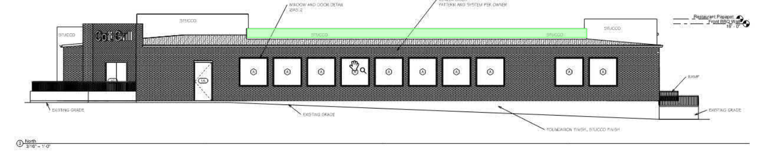WINDOW AND DOOR DETAIL
2/AS.2

STUCCO

PATTERN AND SYSTEM PER OWNER

Restaurant Parapet
Front BBQ Wall
18' - 0"

STUCCO

STUCCO

STUCCO

STUCCO

STUCCO

Coil Grill

1A

A

EXISTING GRADE

EXISTING GRADE

RAMP

EXISTING GRADE

FOUNDATION FINISH, STUCCO FINISH

3 North
3/16" = 1'-0"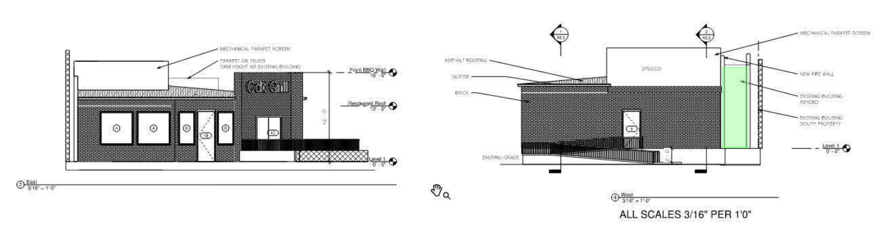MECHANICAL PARAPET SCREEN

PARAPET ON TRUSS
SAM HEIGHT AS EXISTING BUILDING

Front BBQ Wall
16' - 0"

Restaurant Roof
10' - 0"

Level 1
0' - 0"

16' - 0"

A A B 1B B 1C

② East
3/16" = 1'-0"

ASPHALT ROOFING

GUTTER

BRICK

STUCCO

MECHANICAL PARAPET SCREEN

NEW FIRE WALL

EXISTING BUILDING BEYOND

EXISTING BUILDING SOUTH PROPERTY

EXISTING GRADE

Level 1
0' - 0"

1 A5.3

2 A5.3

④ West
3/16" = 1'-0"

ALL SCALES 3/16" PER 1'0"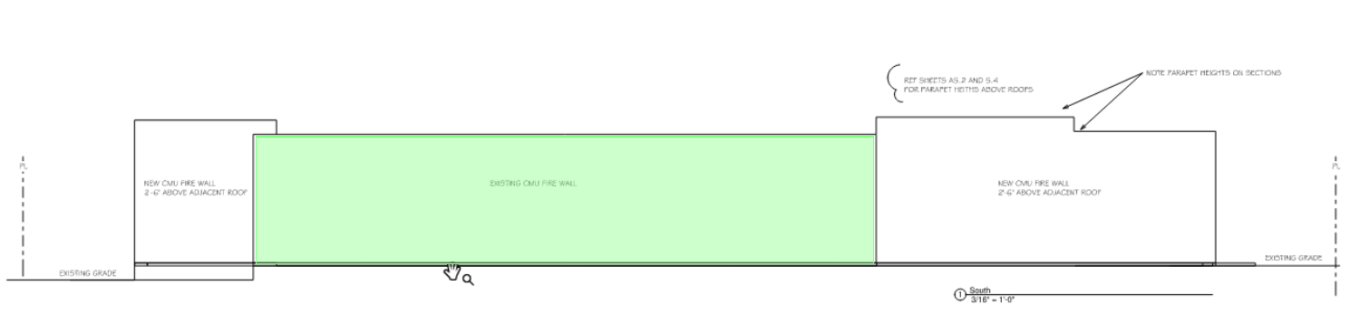REF SHEETS A5.2 AND 5.4
FOR PARAPET HEIGHTS ABOVE ROOFS

NOTE PARAPET HEIGHTS ON SECTIONS

PL

NEW CMU FIRE WALL
2'-6" ABOVE ADJACENT ROOF

EXISTING CMU FIRE WALL

NEW CMU FIRE WALL
2'-6" ABOVE ADJACENT ROOF

PL

EXISTING GRADE

EXISTING GRADE

1 South
3/16" = 1'-0"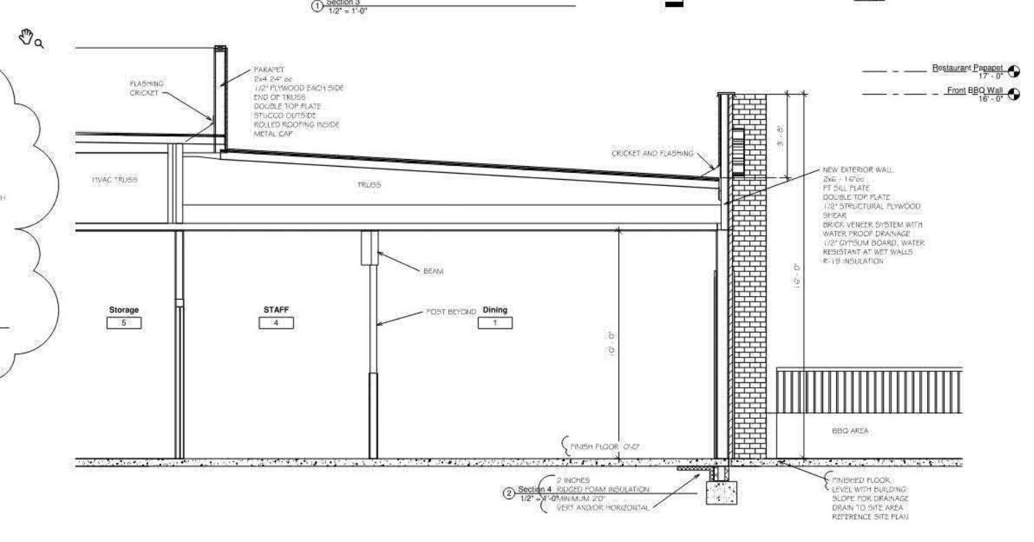① Section 3
1/2" = 1'-0"

FLASHING
CRICKET

PARAPET
2x4 24" oc
1/2" PLYWOOD EACH SIDE
END OF TRUSS
DOUBLE TOP PLATE
STUCCO OUTSIDE
ROLLED ROOFING INSIDE
METAL CAP

Restaurant Papapet
17' - 0"

Front BBQ Wall
16' - 0"

HVAC TRUSS

TRUSS

CRICKET AND FLASHING

3' - 8"

NEW EXTERIOR WALL
2x6 - 16"oc
PT SILL PLATE
DOUBLE TOP PLATE
1/2" STRUCTURAL PLYWOOD
SHEAR
BRICK VENEER SYSTEM WITH
WATER PROOF DRAINAGE
1/2" GYPSUM BOARD, WATER
RESISTANT AT WET WALLS
R-19 INSULATION

BEAM

Storage
5

STAFF
4

POST BEYOND

Dining
1

10' - 0"

16' - 0"

BBQ AREA

FINISH FLOOR 0'-0"

② Section 4
1/2" = 1'-0"

2 INCHES
RIDGED FOAM INSULATION
MINIMUM 2'0"
VERT AND/OR HORIZONTAL

FINISHED FLOOR
LEVEL WITH BUILDING
SLOPE FOR DRAINAGE
DRAIN TO SITE AREA
REFERENCE SITE PLAN